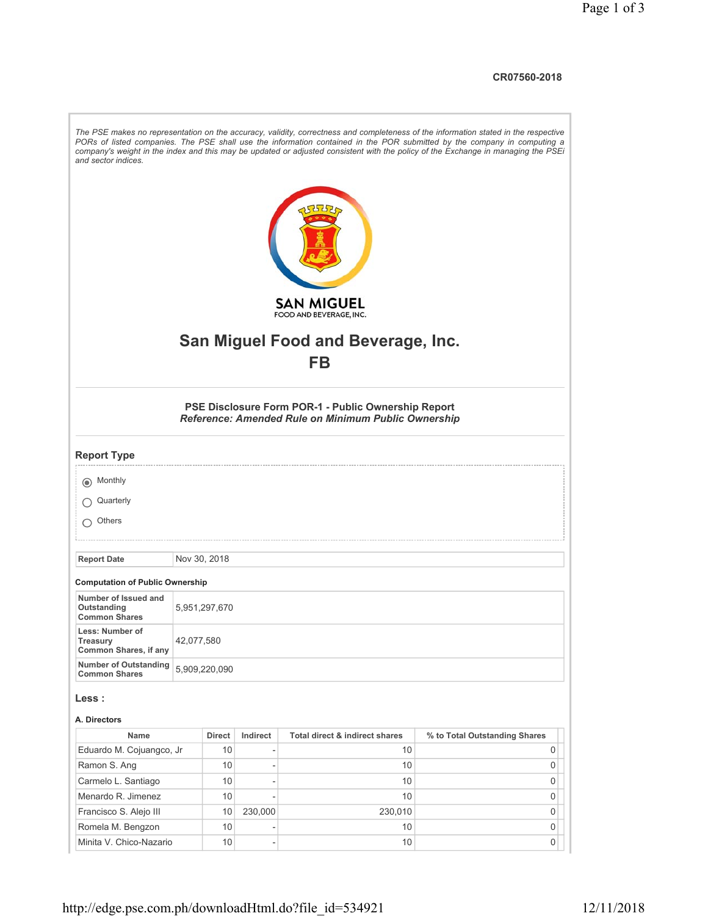CR07560-2018

*The PSE makes no representation on the accuracy, validity, correctness and completeness of the information stated in the respective PORs of listed companies. The PSE shall use the information contained in the POR submitted by the company in computing a company's weight in the index and this may be updated or adjusted consistent with the policy of the Exchange in managing the PSEi and sector indices.*

SAN MIGUEL
FOOD AND BEVERAGE, INC.

# San Miguel Food and Beverage, Inc.
# FB

### PSE Disclosure Form POR-1 - Public Ownership Report
***Reference: Amended Rule on Minimum Public Ownership***

## Report Type

- (●) Monthly
- ( ) Quarterly
- ( ) Others

| Report Date | Nov 30, 2018 |
|---|---|

**Computation of Public Ownership**

| | |
|---|---|
| Number of Issued and Outstanding Common Shares | 5,951,297,670 |
| Less: Number of Treasury Common Shares, if any | 42,077,580 |
| Number of Outstanding Common Shares | 5,909,220,090 |

## Less :

**A. Directors**

| Name | Direct | Indirect | Total direct & indirect shares | % to Total Outstanding Shares |
|---|---|---|---|---|
| Eduardo M. Cojuangco, Jr | 10 | - | 10 | 0 |
| Ramon S. Ang | 10 | - | 10 | 0 |
| Carmelo L. Santiago | 10 | - | 10 | 0 |
| Menardo R. Jimenez | 10 | - | 10 | 0 |
| Francisco S. Alejo III | 10 | 230,000 | 230,010 | 0 |
| Romela M. Bengzon | 10 | - | 10 | 0 |
| Minita V. Chico-Nazario | 10 | - | 10 | 0 |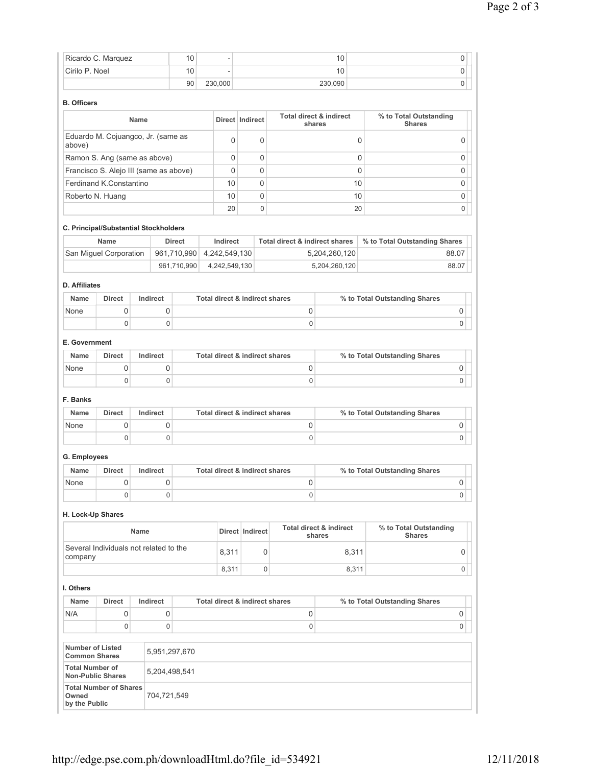| | | | | |
|---|---|---|---|---|
| Ricardo C. Marquez | 10 | - | 10 | 0 |
| Cirilo P. Noel | 10 | - | 10 | 0 |
| | 90 | 230,000 | 230,090 | 0 |

**B. Officers**

| Name | Direct | Indirect | Total direct & indirect shares | % to Total Outstanding Shares |
|---|---|---|---|---|
| Eduardo M. Cojuangco, Jr. (same as above) | 0 | 0 | 0 | 0 |
| Ramon S. Ang (same as above) | 0 | 0 | 0 | 0 |
| Francisco S. Alejo III (same as above) | 0 | 0 | 0 | 0 |
| Ferdinand K.Constantino | 10 | 0 | 10 | 0 |
| Roberto N. Huang | 10 | 0 | 10 | 0 |
| | 20 | 0 | 20 | 0 |

**C. Principal/Substantial Stockholders**

| Name | Direct | Indirect | Total direct & indirect shares | % to Total Outstanding Shares |
|---|---|---|---|---|
| San Miguel Corporation | 961,710,990 | 4,242,549,130 | 5,204,260,120 | 88.07 |
| | 961,710,990 | 4,242,549,130 | 5,204,260,120 | 88.07 |

**D. Affiliates**

| Name | Direct | Indirect | Total direct & indirect shares | % to Total Outstanding Shares |
|---|---|---|---|---|
| None | 0 | 0 | 0 | 0 |
| | 0 | 0 | 0 | 0 |

**E. Government**

| Name | Direct | Indirect | Total direct & indirect shares | % to Total Outstanding Shares |
|---|---|---|---|---|
| None | 0 | 0 | 0 | 0 |
| | 0 | 0 | 0 | 0 |

**F. Banks**

| Name | Direct | Indirect | Total direct & indirect shares | % to Total Outstanding Shares |
|---|---|---|---|---|
| None | 0 | 0 | 0 | 0 |
| | 0 | 0 | 0 | 0 |

**G. Employees**

| Name | Direct | Indirect | Total direct & indirect shares | % to Total Outstanding Shares |
|---|---|---|---|---|
| None | 0 | 0 | 0 | 0 |
| | 0 | 0 | 0 | 0 |

**H. Lock-Up Shares**

| Name | Direct | Indirect | Total direct & indirect shares | % to Total Outstanding Shares |
|---|---|---|---|---|
| Several Individuals not related to the company | 8,311 | 0 | 8,311 | 0 |
| | 8,311 | 0 | 8,311 | 0 |

**I. Others**

| Name | Direct | Indirect | Total direct & indirect shares | % to Total Outstanding Shares |
|---|---|---|---|---|
| N/A | 0 | 0 | 0 | 0 |
| | 0 | 0 | 0 | 0 |

| | |
|---|---|
| **Number of Listed Common Shares** | 5,951,297,670 |
| **Total Number of Non-Public Shares** | 5,204,498,541 |
| **Total Number of Shares Owned by the Public** | 704,721,549 |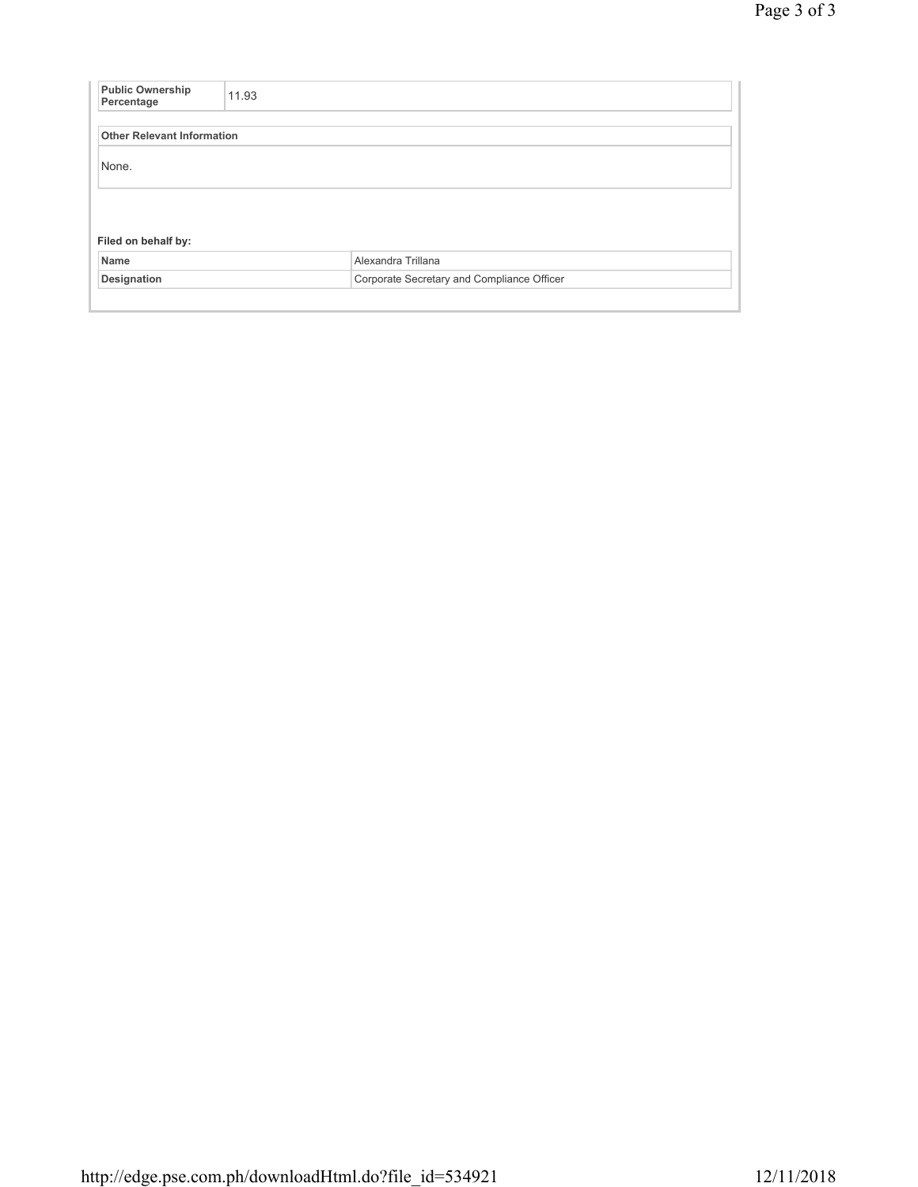| | |
|---|---|
| **Public Ownership Percentage** | 11.93 |

**Other Relevant Information**

None.

**Filed on behalf by:**

| | |
|---|---|
| **Name** | Alexandra Trillana |
| **Designation** | Corporate Secretary and Compliance Officer |